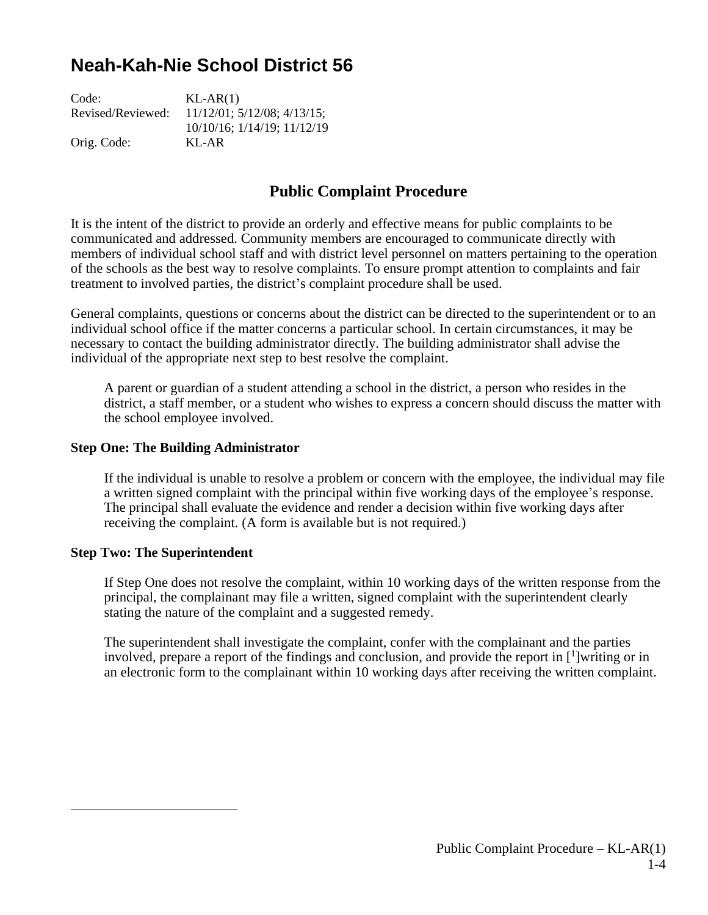# Neah-Kah-Nie School District 56

Code: KL-AR(1)
Revised/Reviewed: 11/12/01; 5/12/08; 4/13/15; 10/10/16; 1/14/19; 11/12/19
Orig. Code: KL-AR

## Public Complaint Procedure

It is the intent of the district to provide an orderly and effective means for public complaints to be communicated and addressed. Community members are encouraged to communicate directly with members of individual school staff and with district level personnel on matters pertaining to the operation of the schools as the best way to resolve complaints. To ensure prompt attention to complaints and fair treatment to involved parties, the district's complaint procedure shall be used.

General complaints, questions or concerns about the district can be directed to the superintendent or to an individual school office if the matter concerns a particular school. In certain circumstances, it may be necessary to contact the building administrator directly. The building administrator shall advise the individual of the appropriate next step to best resolve the complaint.

A parent or guardian of a student attending a school in the district, a person who resides in the district, a staff member, or a student who wishes to express a concern should discuss the matter with the school employee involved.

**Step One: The Building Administrator**

If the individual is unable to resolve a problem or concern with the employee, the individual may file a written signed complaint with the principal within five working days of the employee's response. The principal shall evaluate the evidence and render a decision within five working days after receiving the complaint. (A form is available but is not required.)

**Step Two: The Superintendent**

If Step One does not resolve the complaint, within 10 working days of the written response from the principal, the complainant may file a written, signed complaint with the superintendent clearly stating the nature of the complaint and a suggested remedy.

The superintendent shall investigate the complaint, confer with the complainant and the parties involved, prepare a report of the findings and conclusion, and provide the report in [1]writing or in an electronic form to the complainant within 10 working days after receiving the written complaint.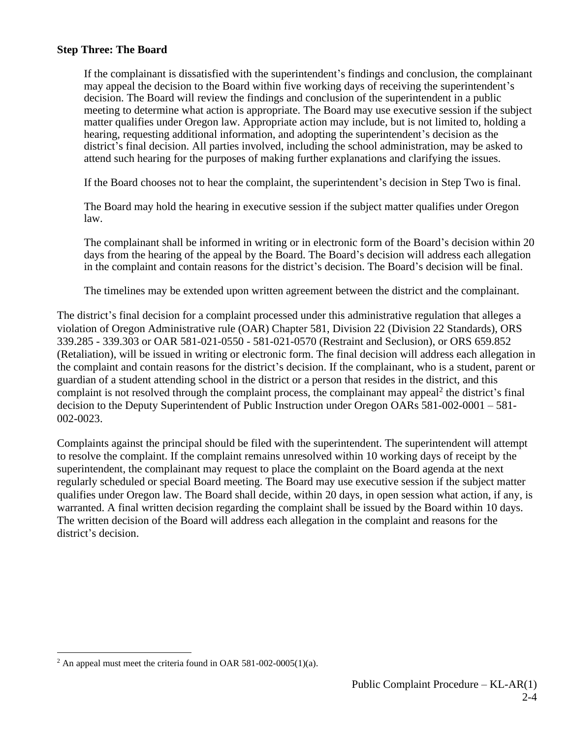**Step Three: The Board**

If the complainant is dissatisfied with the superintendent's findings and conclusion, the complainant may appeal the decision to the Board within five working days of receiving the superintendent's decision. The Board will review the findings and conclusion of the superintendent in a public meeting to determine what action is appropriate. The Board may use executive session if the subject matter qualifies under Oregon law. Appropriate action may include, but is not limited to, holding a hearing, requesting additional information, and adopting the superintendent's decision as the district's final decision. All parties involved, including the school administration, may be asked to attend such hearing for the purposes of making further explanations and clarifying the issues.

If the Board chooses not to hear the complaint, the superintendent's decision in Step Two is final.

The Board may hold the hearing in executive session if the subject matter qualifies under Oregon law.

The complainant shall be informed in writing or in electronic form of the Board's decision within 20 days from the hearing of the appeal by the Board. The Board's decision will address each allegation in the complaint and contain reasons for the district's decision. The Board's decision will be final.

The timelines may be extended upon written agreement between the district and the complainant.

The district's final decision for a complaint processed under this administrative regulation that alleges a violation of Oregon Administrative rule (OAR) Chapter 581, Division 22 (Division 22 Standards), ORS 339.285 - 339.303 or OAR 581-021-0550 - 581-021-0570 (Restraint and Seclusion), or ORS 659.852 (Retaliation), will be issued in writing or electronic form. The final decision will address each allegation in the complaint and contain reasons for the district's decision. If the complainant, who is a student, parent or guardian of a student attending school in the district or a person that resides in the district, and this complaint is not resolved through the complaint process, the complainant may appeal[2] the district's final decision to the Deputy Superintendent of Public Instruction under Oregon OARs 581-002-0001 – 581-002-0023.

Complaints against the principal should be filed with the superintendent. The superintendent will attempt to resolve the complaint. If the complaint remains unresolved within 10 working days of receipt by the superintendent, the complainant may request to place the complaint on the Board agenda at the next regularly scheduled or special Board meeting. The Board may use executive session if the subject matter qualifies under Oregon law. The Board shall decide, within 20 days, in open session what action, if any, is warranted. A final written decision regarding the complaint shall be issued by the Board within 10 days. The written decision of the Board will address each allegation in the complaint and reasons for the district's decision.

---

[2] An appeal must meet the criteria found in OAR 581-002-0005(1)(a).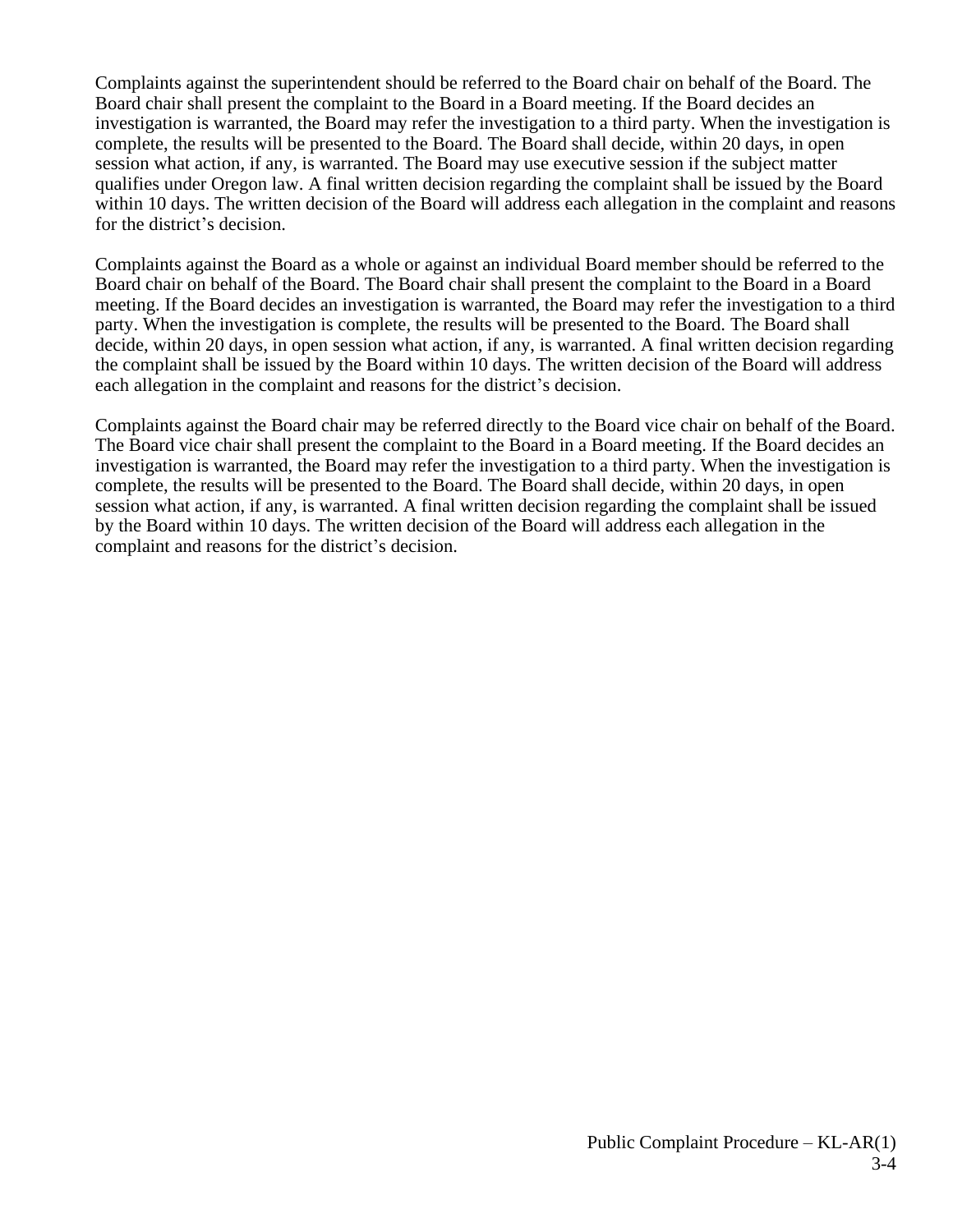Complaints against the superintendent should be referred to the Board chair on behalf of the Board. The Board chair shall present the complaint to the Board in a Board meeting. If the Board decides an investigation is warranted, the Board may refer the investigation to a third party. When the investigation is complete, the results will be presented to the Board. The Board shall decide, within 20 days, in open session what action, if any, is warranted. The Board may use executive session if the subject matter qualifies under Oregon law. A final written decision regarding the complaint shall be issued by the Board within 10 days. The written decision of the Board will address each allegation in the complaint and reasons for the district's decision.

Complaints against the Board as a whole or against an individual Board member should be referred to the Board chair on behalf of the Board. The Board chair shall present the complaint to the Board in a Board meeting. If the Board decides an investigation is warranted, the Board may refer the investigation to a third party. When the investigation is complete, the results will be presented to the Board. The Board shall decide, within 20 days, in open session what action, if any, is warranted. A final written decision regarding the complaint shall be issued by the Board within 10 days. The written decision of the Board will address each allegation in the complaint and reasons for the district's decision.

Complaints against the Board chair may be referred directly to the Board vice chair on behalf of the Board. The Board vice chair shall present the complaint to the Board in a Board meeting. If the Board decides an investigation is warranted, the Board may refer the investigation to a third party. When the investigation is complete, the results will be presented to the Board. The Board shall decide, within 20 days, in open session what action, if any, is warranted. A final written decision regarding the complaint shall be issued by the Board within 10 days. The written decision of the Board will address each allegation in the complaint and reasons for the district's decision.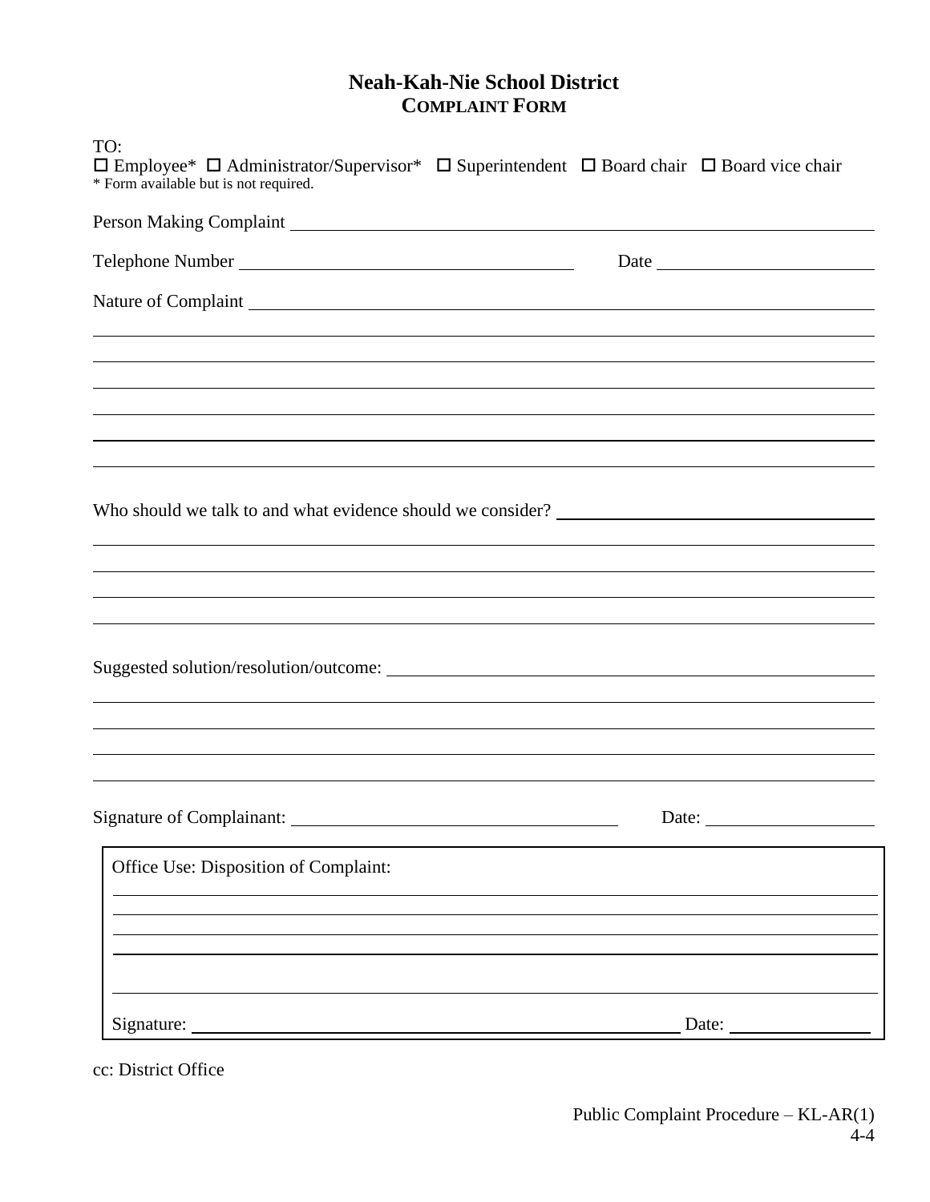# Neah-Kah-Nie School District
## COMPLAINT FORM

TO:

☐ Employee* ☐ Administrator/Supervisor* ☐ Superintendent ☐ Board chair ☐ Board vice chair

\* Form available but is not required.

Person Making Complaint ______________________________________________

Telephone Number ______________________________ Date ____________________

Nature of Complaint ______________________________________________

______________________________________________

______________________________________________

______________________________________________

______________________________________________

______________________________________________

______________________________________________

Who should we talk to and what evidence should we consider? ______________________________

______________________________________________

______________________________________________

______________________________________________

______________________________________________

Suggested solution/resolution/outcome: ______________________________________________

______________________________________________

______________________________________________

______________________________________________

______________________________________________

Signature of Complainant: ______________________________ Date: ____________________

Office Use: Disposition of Complaint:

______________________________________________

______________________________________________

______________________________________________

______________________________________________

______________________________________________

Signature: ______________________________________________ Date: ____________________

cc: District Office

Public Complaint Procedure – KL-AR(1)